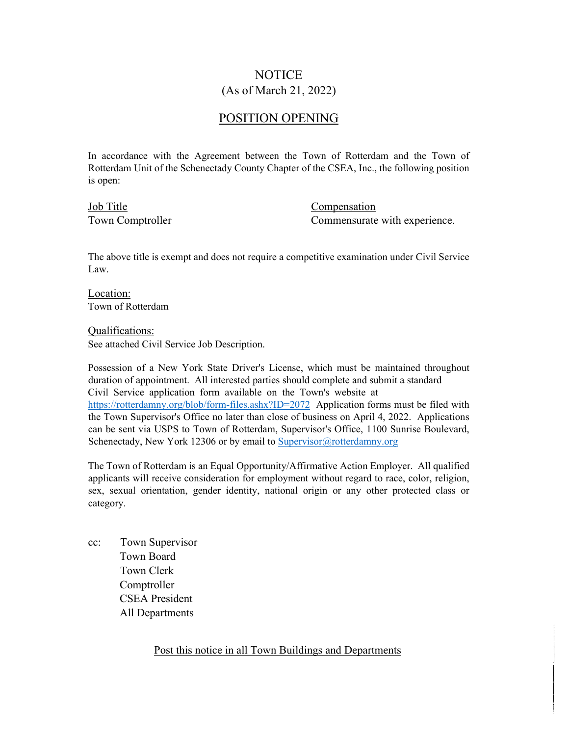# NOTICE
(As of March 21, 2022)

## POSITION OPENING

In accordance with the Agreement between the Town of Rotterdam and the Town of Rotterdam Unit of the Schenectady County Chapter of the CSEA, Inc., the following position is open:

| Job Title | Compensation |
|---|---|
| Town Comptroller | Commensurate with experience. |

The above title is exempt and does not require a competitive examination under Civil Service Law.

Location:
Town of Rotterdam

Qualifications:
See attached Civil Service Job Description.

Possession of a New York State Driver's License, which must be maintained throughout duration of appointment. All interested parties should complete and submit a standard Civil Service application form available on the Town's website at https://rotterdamny.org/blob/form-files.ashx?ID=2072 Application forms must be filed with the Town Supervisor's Office no later than close of business on April 4, 2022. Applications can be sent via USPS to Town of Rotterdam, Supervisor's Office, 1100 Sunrise Boulevard, Schenectady, New York 12306 or by email to Supervisor@rotterdamny.org

The Town of Rotterdam is an Equal Opportunity/Affirmative Action Employer. All qualified applicants will receive consideration for employment without regard to race, color, religion, sex, sexual orientation, gender identity, national origin or any other protected class or category.

cc: Town Supervisor
Town Board
Town Clerk
Comptroller
CSEA President
All Departments

Post this notice in all Town Buildings and Departments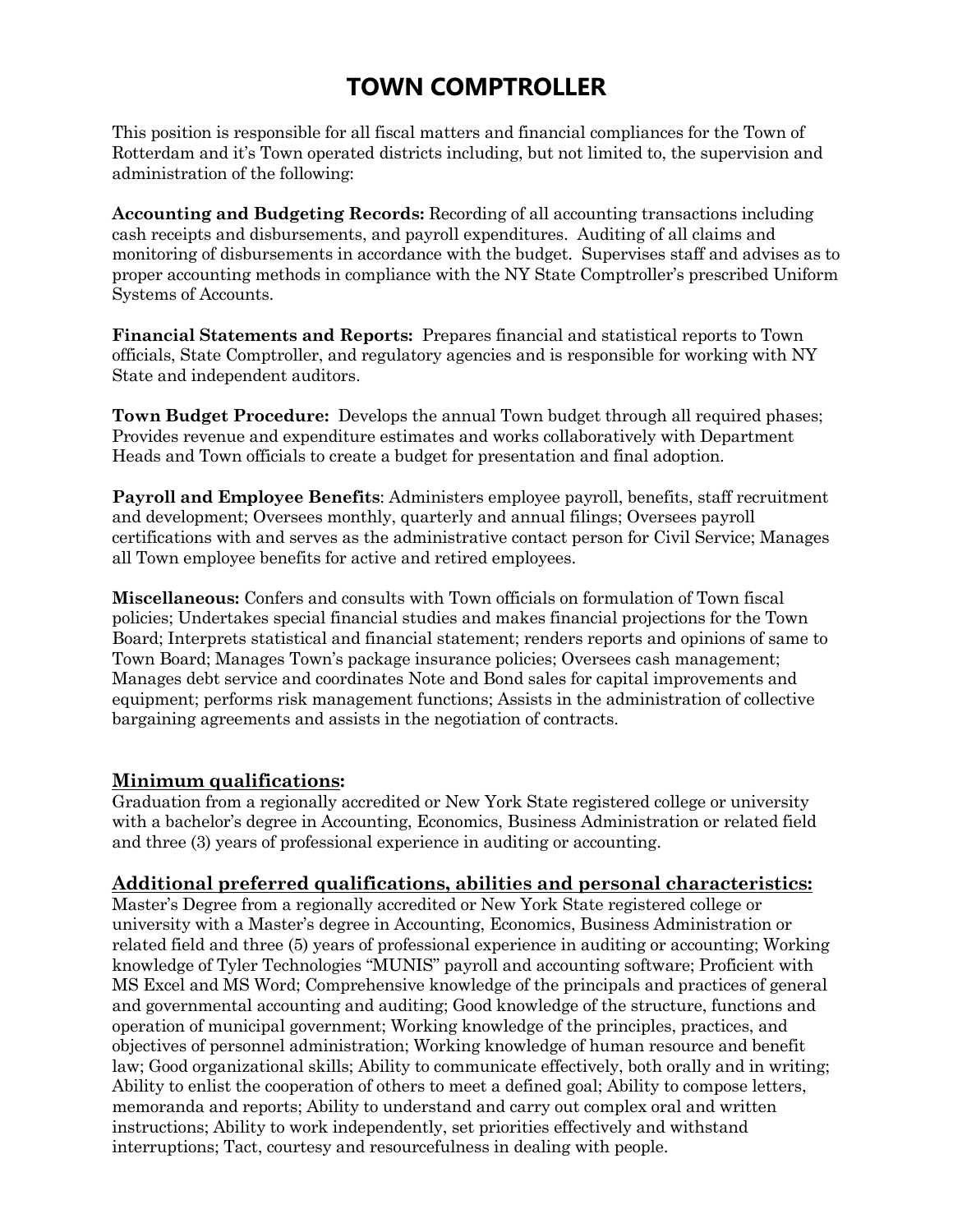# TOWN COMPTROLLER

This position is responsible for all fiscal matters and financial compliances for the Town of Rotterdam and it's Town operated districts including, but not limited to, the supervision and administration of the following:

**Accounting and Budgeting Records:** Recording of all accounting transactions including cash receipts and disbursements, and payroll expenditures. Auditing of all claims and monitoring of disbursements in accordance with the budget. Supervises staff and advises as to proper accounting methods in compliance with the NY State Comptroller's prescribed Uniform Systems of Accounts.

**Financial Statements and Reports:** Prepares financial and statistical reports to Town officials, State Comptroller, and regulatory agencies and is responsible for working with NY State and independent auditors.

**Town Budget Procedure:** Develops the annual Town budget through all required phases; Provides revenue and expenditure estimates and works collaboratively with Department Heads and Town officials to create a budget for presentation and final adoption.

**Payroll and Employee Benefits**: Administers employee payroll, benefits, staff recruitment and development; Oversees monthly, quarterly and annual filings; Oversees payroll certifications with and serves as the administrative contact person for Civil Service; Manages all Town employee benefits for active and retired employees.

**Miscellaneous:** Confers and consults with Town officials on formulation of Town fiscal policies; Undertakes special financial studies and makes financial projections for the Town Board; Interprets statistical and financial statement; renders reports and opinions of same to Town Board; Manages Town's package insurance policies; Oversees cash management; Manages debt service and coordinates Note and Bond sales for capital improvements and equipment; performs risk management functions; Assists in the administration of collective bargaining agreements and assists in the negotiation of contracts.

## Minimum qualifications:

Graduation from a regionally accredited or New York State registered college or university with a bachelor's degree in Accounting, Economics, Business Administration or related field and three (3) years of professional experience in auditing or accounting.

## Additional preferred qualifications, abilities and personal characteristics:

Master's Degree from a regionally accredited or New York State registered college or university with a Master's degree in Accounting, Economics, Business Administration or related field and three (5) years of professional experience in auditing or accounting; Working knowledge of Tyler Technologies "MUNIS" payroll and accounting software; Proficient with MS Excel and MS Word; Comprehensive knowledge of the principals and practices of general and governmental accounting and auditing; Good knowledge of the structure, functions and operation of municipal government; Working knowledge of the principles, practices, and objectives of personnel administration; Working knowledge of human resource and benefit law; Good organizational skills; Ability to communicate effectively, both orally and in writing; Ability to enlist the cooperation of others to meet a defined goal; Ability to compose letters, memoranda and reports; Ability to understand and carry out complex oral and written instructions; Ability to work independently, set priorities effectively and withstand interruptions; Tact, courtesy and resourcefulness in dealing with people.